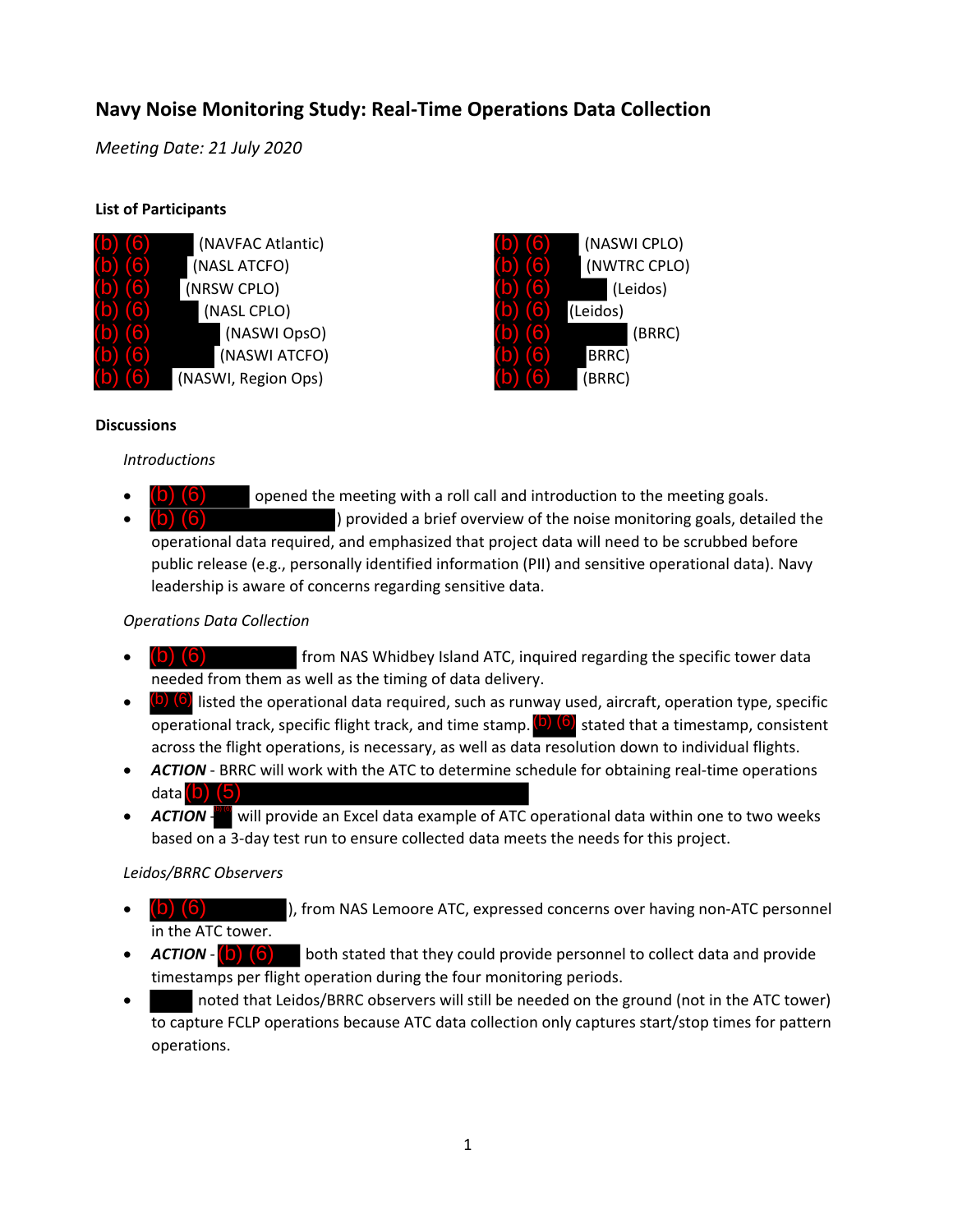# Navy Noise Monitoring Study: Real-Time Operations Data Collection

*Meeting Date: 21 July 2020*

**List of Participants**

(b) (6) (NAVFAC Atlantic)
(b) (6) (NASL ATCFO)
(b) (6) (NRSW CPLO)
(b) (6) (NASL CPLO)
(b) (6) (NASWI OpsO)
(b) (6) (NASWI ATCFO)
(b) (6) (NASWI, Region Ops)
(b) (6) (NASWI CPLO)
(b) (6) (NWTRC CPLO)
(b) (6) (Leidos)
(b) (6) (Leidos)
(b) (6) (BRRC)
(b) (6) BRRC)
(b) (6) (BRRC)

**Discussions**

*Introductions*

- (b) (6) opened the meeting with a roll call and introduction to the meeting goals.
- (b) (6) ) provided a brief overview of the noise monitoring goals, detailed the operational data required, and emphasized that project data will need to be scrubbed before public release (e.g., personally identified information (PII) and sensitive operational data). Navy leadership is aware of concerns regarding sensitive data.

*Operations Data Collection*

- (b) (6) from NAS Whidbey Island ATC, inquired regarding the specific tower data needed from them as well as the timing of data delivery.
- (b) (6) listed the operational data required, such as runway used, aircraft, operation type, specific operational track, specific flight track, and time stamp. (b) (6) stated that a timestamp, consistent across the flight operations, is necessary, as well as data resolution down to individual flights.
- ***ACTION*** - BRRC will work with the ATC to determine schedule for obtaining real-time operations data (b) (5)
- ***ACTION*** - (b) (6) will provide an Excel data example of ATC operational data within one to two weeks based on a 3-day test run to ensure collected data meets the needs for this project.

*Leidos/BRRC Observers*

- (b) (6) ), from NAS Lemoore ATC, expressed concerns over having non-ATC personnel in the ATC tower.
- ***ACTION*** - (b) (6) both stated that they could provide personnel to collect data and provide timestamps per flight operation during the four monitoring periods.
- noted that Leidos/BRRC observers will still be needed on the ground (not in the ATC tower) to capture FCLP operations because ATC data collection only captures start/stop times for pattern operations.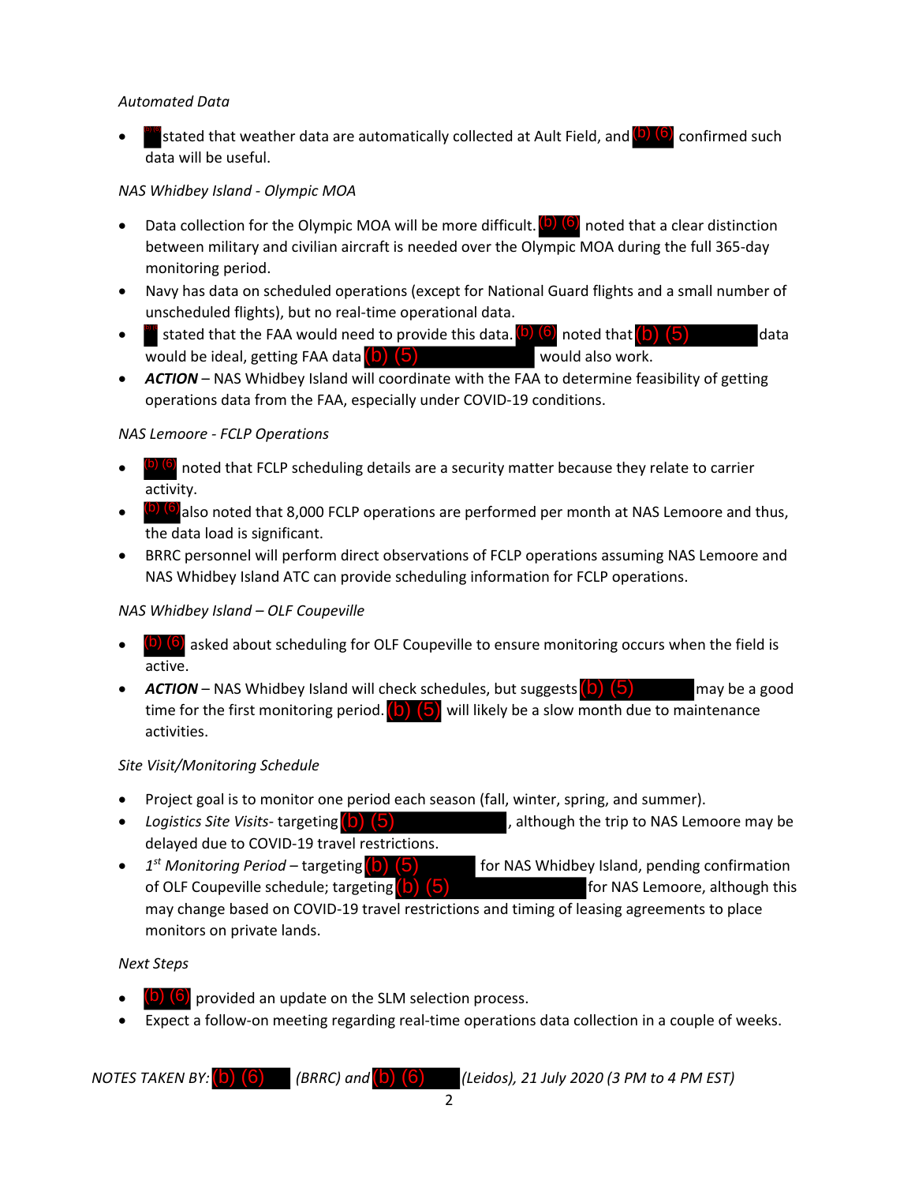*Automated Data*

- (b) (6) stated that weather data are automatically collected at Ault Field, and (b) (6) confirmed such data will be useful.

*NAS Whidbey Island - Olympic MOA*

- Data collection for the Olympic MOA will be more difficult. (b) (6) noted that a clear distinction between military and civilian aircraft is needed over the Olympic MOA during the full 365-day monitoring period.
- Navy has data on scheduled operations (except for National Guard flights and a small number of unscheduled flights), but no real-time operational data.
- (b) (6) stated that the FAA would need to provide this data. (b) (6) noted that (b) (5) data would be ideal, getting FAA data (b) (5) would also work.
- ***ACTION*** – NAS Whidbey Island will coordinate with the FAA to determine feasibility of getting operations data from the FAA, especially under COVID-19 conditions.

*NAS Lemoore - FCLP Operations*

- (b) (6) noted that FCLP scheduling details are a security matter because they relate to carrier activity.
- (b) (6) also noted that 8,000 FCLP operations are performed per month at NAS Lemoore and thus, the data load is significant.
- BRRC personnel will perform direct observations of FCLP operations assuming NAS Lemoore and NAS Whidbey Island ATC can provide scheduling information for FCLP operations.

*NAS Whidbey Island – OLF Coupeville*

- (b) (6) asked about scheduling for OLF Coupeville to ensure monitoring occurs when the field is active.
- ***ACTION*** – NAS Whidbey Island will check schedules, but suggests (b) (5) may be a good time for the first monitoring period. (b) (5) will likely be a slow month due to maintenance activities.

*Site Visit/Monitoring Schedule*

- Project goal is to monitor one period each season (fall, winter, spring, and summer).
- *Logistics Site Visits*- targeting (b) (5), although the trip to NAS Lemoore may be delayed due to COVID-19 travel restrictions.
- *1st Monitoring Period* – targeting (b) (5) for NAS Whidbey Island, pending confirmation of OLF Coupeville schedule; targeting (b) (5) for NAS Lemoore, although this may change based on COVID-19 travel restrictions and timing of leasing agreements to place monitors on private lands.

*Next Steps*

- (b) (6) provided an update on the SLM selection process.
- Expect a follow-on meeting regarding real-time operations data collection in a couple of weeks.

*NOTES TAKEN BY: (b) (6) (BRRC) and (b) (6) (Leidos), 21 July 2020 (3 PM to 4 PM EST)*